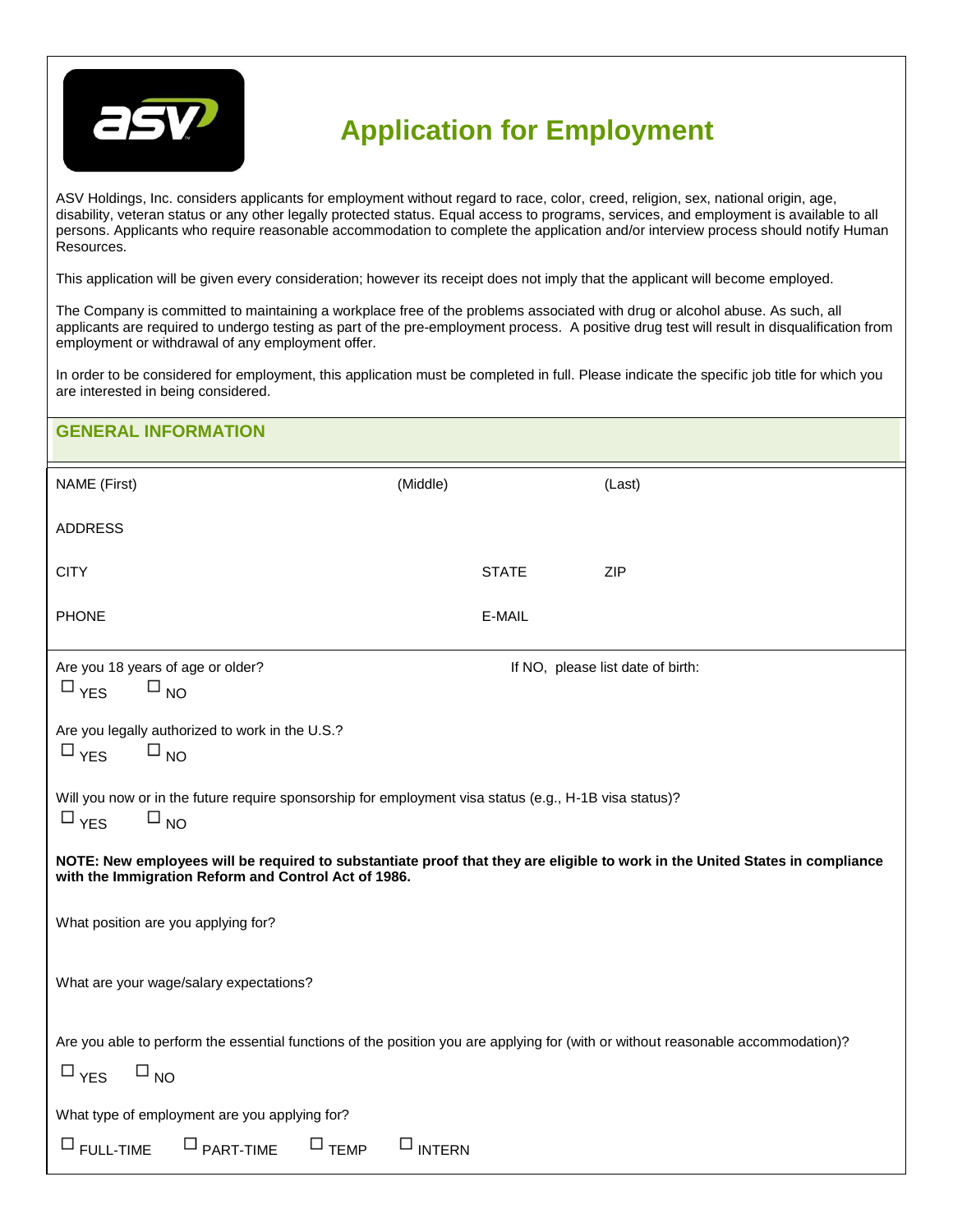# Application for Employment

ASV Holdings, Inc. considers applicants for employment without regard to race, color, creed, religion, sex, national origin, age, disability, veteran status or any other legally protected status. Equal access to programs, services, and employment is available to all persons. Applicants who require reasonable accommodation to complete the application and/or interview process should notify Human Resources.

This application will be given every consideration; however its receipt does not imply that the applicant will become employed.

The Company is committed to maintaining a workplace free of the problems associated with drug or alcohol abuse. As such, all applicants are required to undergo testing as part of the pre-employment process. A positive drug test will result in disqualification from employment or withdrawal of any employment offer.

In order to be considered for employment, this application must be completed in full. Please indicate the specific job title for which you are interested in being considered.

## GENERAL INFORMATION

NAME (First) (Middle) (Last)

ADDRESS

CITY STATE ZIP

PHONE E-MAIL

Are you 18 years of age or older? If NO, please list date of birth:

☐ YES ☐ NO

Are you legally authorized to work in the U.S.?

☐ YES ☐ NO

Will you now or in the future require sponsorship for employment visa status (e.g., H-1B visa status)?

☐ YES ☐ NO

**NOTE: New employees will be required to substantiate proof that they are eligible to work in the United States in compliance with the Immigration Reform and Control Act of 1986.**

What position are you applying for?

What are your wage/salary expectations?

Are you able to perform the essential functions of the position you are applying for (with or without reasonable accommodation)?

☐ YES ☐ NO

What type of employment are you applying for?

☐ FULL-TIME ☐ PART-TIME ☐ TEMP ☐ INTERN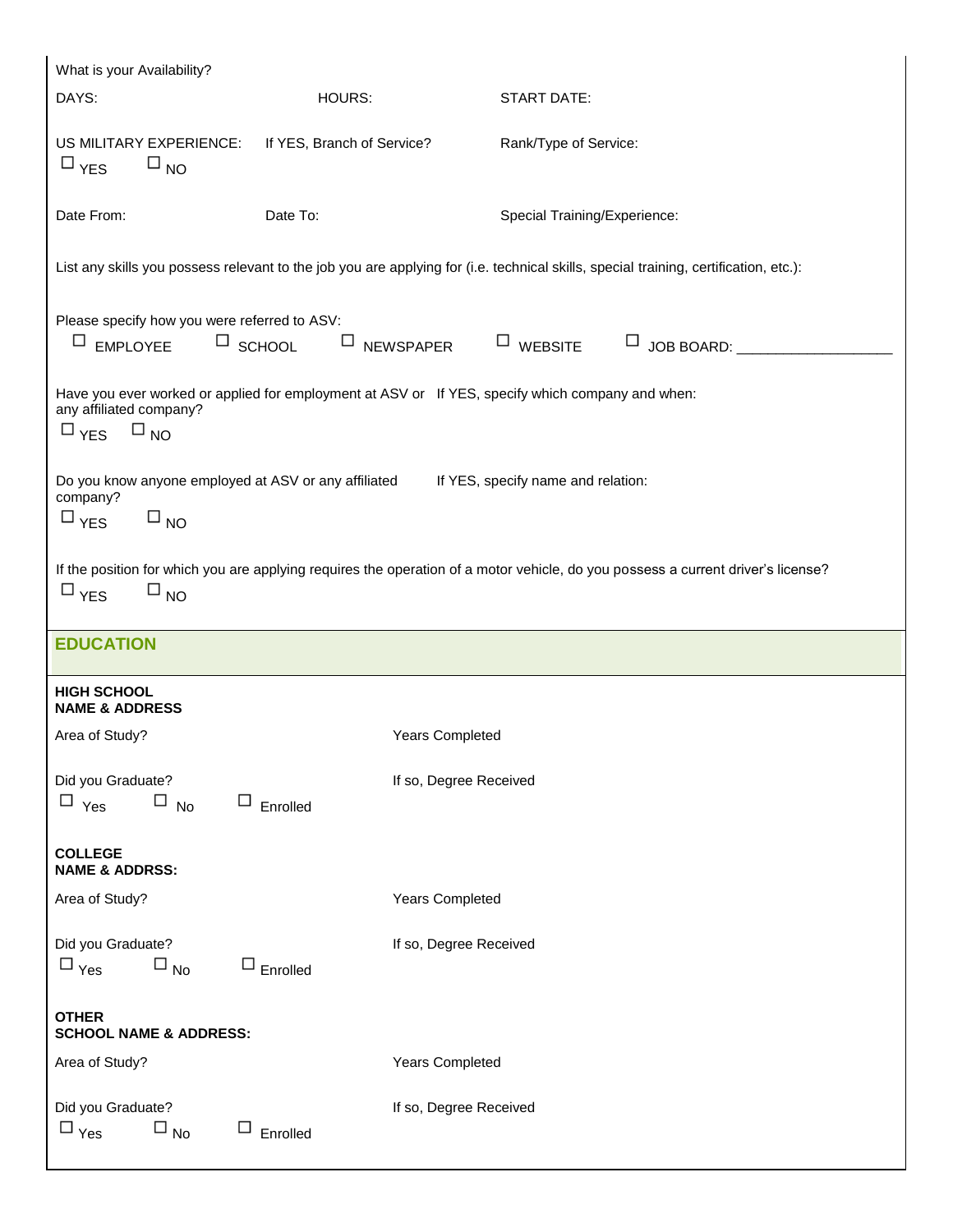What is your Availability?

DAYS: HOURS: START DATE:

US MILITARY EXPERIENCE: If YES, Branch of Service? Rank/Type of Service:

☐ YES ☐ NO

Date From: Date To: Special Training/Experience:

List any skills you possess relevant to the job you are applying for (i.e. technical skills, special training, certification, etc.):

Please specify how you were referred to ASV:

☐ EMPLOYEE ☐ SCHOOL ☐ NEWSPAPER ☐ WEBSITE ☐ JOB BOARD: ___________________

Have you ever worked or applied for employment at ASV or any affiliated company?

☐ YES ☐ NO

If YES, specify which company and when:

Do you know anyone employed at ASV or any affiliated company?

☐ YES ☐ NO

If YES, specify name and relation:

If the position for which you are applying requires the operation of a motor vehicle, do you possess a current driver's license?

☐ YES ☐ NO

## EDUCATION

**HIGH SCHOOL**
**NAME & ADDRESS**

Area of Study? Years Completed

Did you Graduate? If so, Degree Received

☐ Yes ☐ No ☐ Enrolled

**COLLEGE**
**NAME & ADDRSS:**

Area of Study? Years Completed

Did you Graduate? If so, Degree Received

☐ Yes ☐ No ☐ Enrolled

**OTHER**
**SCHOOL NAME & ADDRESS:**

Area of Study? Years Completed

Did you Graduate? If so, Degree Received

☐ Yes ☐ No ☐ Enrolled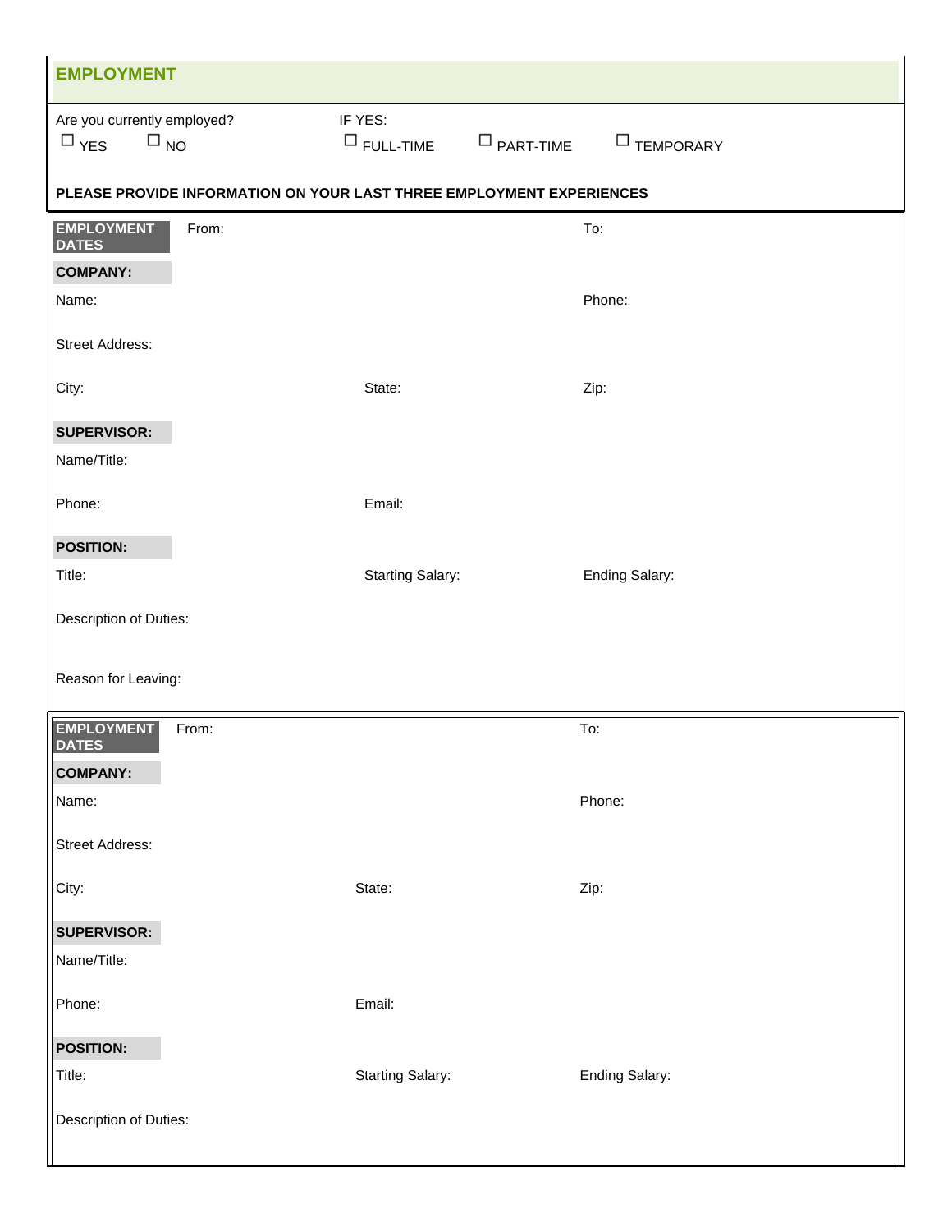## EMPLOYMENT

Are you currently employed?

☐ YES ☐ NO

IF YES:

☐ FULL-TIME ☐ PART-TIME ☐ TEMPORARY

**PLEASE PROVIDE INFORMATION ON YOUR LAST THREE EMPLOYMENT EXPERIENCES**

**EMPLOYMENT DATES** From: To:

**COMPANY:**

Name: Phone:

Street Address:

City: State: Zip:

**SUPERVISOR:**

Name/Title:

Phone: Email:

**POSITION:**

Title: Starting Salary: Ending Salary:

Description of Duties:

Reason for Leaving:

**EMPLOYMENT DATES** From: To:

**COMPANY:**

Name: Phone:

Street Address:

City: State: Zip:

**SUPERVISOR:**

Name/Title:

Phone: Email:

**POSITION:**

Title: Starting Salary: Ending Salary:

Description of Duties: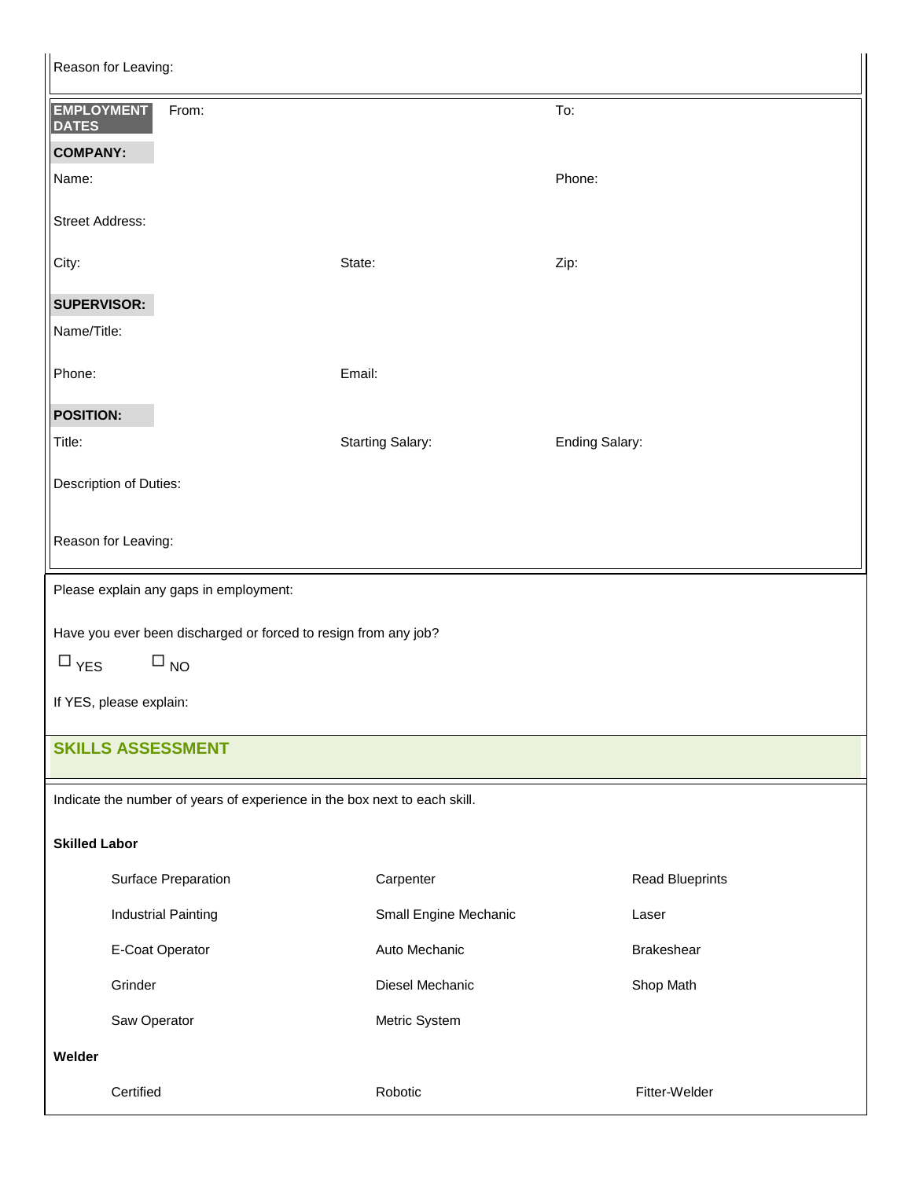Reason for Leaving:

**EMPLOYMENT DATES** From: To:

**COMPANY:**

Name: Phone:

Street Address:

City: State: Zip:

**SUPERVISOR:**

Name/Title:

Phone: Email:

**POSITION:**

Title: Starting Salary: Ending Salary:

Description of Duties:

Reason for Leaving:

Please explain any gaps in employment:

Have you ever been discharged or forced to resign from any job?

☐ YES ☐ NO

If YES, please explain:

## SKILLS ASSESSMENT

Indicate the number of years of experience in the box next to each skill.

**Skilled Labor**

| | | |
|---|---|---|
| Surface Preparation | Carpenter | Read Blueprints |
| Industrial Painting | Small Engine Mechanic | Laser |
| E-Coat Operator | Auto Mechanic | Brakeshear |
| Grinder | Diesel Mechanic | Shop Math |
| Saw Operator | Metric System | |

**Welder**

| | | |
|---|---|---|
| Certified | Robotic | Fitter-Welder |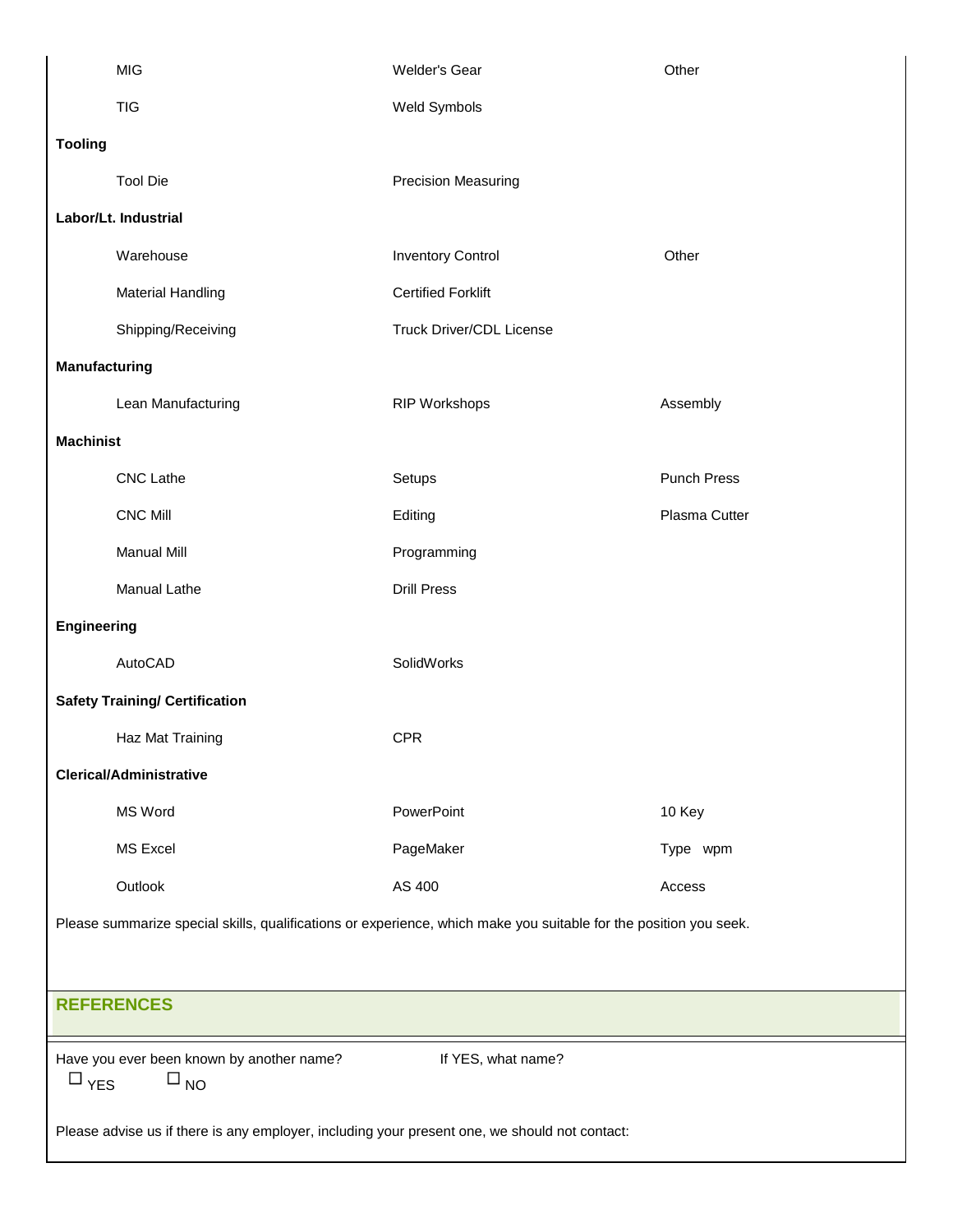| | | |
|---|---|---|
| MIG | Welder's Gear | Other |
| TIG | Weld Symbols | |

**Tooling**

| | | |
|---|---|---|
| Tool Die | Precision Measuring | |

**Labor/Lt. Industrial**

| | | |
|---|---|---|
| Warehouse | Inventory Control | Other |
| Material Handling | Certified Forklift | |
| Shipping/Receiving | Truck Driver/CDL License | |

**Manufacturing**

| | | |
|---|---|---|
| Lean Manufacturing | RIP Workshops | Assembly |

**Machinist**

| | | |
|---|---|---|
| CNC Lathe | Setups | Punch Press |
| CNC Mill | Editing | Plasma Cutter |
| Manual Mill | Programming | |
| Manual Lathe | Drill Press | |

**Engineering**

| | | |
|---|---|---|
| AutoCAD | SolidWorks | |

**Safety Training/ Certification**

| | | |
|---|---|---|
| Haz Mat Training | CPR | |

**Clerical/Administrative**

| | | |
|---|---|---|
| MS Word | PowerPoint | 10 Key |
| MS Excel | PageMaker | Type wpm |
| Outlook | AS 400 | Access |

Please summarize special skills, qualifications or experience, which make you suitable for the position you seek.

## REFERENCES

Have you ever been known by another name? If YES, what name?

☐ YES ☐ NO

Please advise us if there is any employer, including your present one, we should not contact: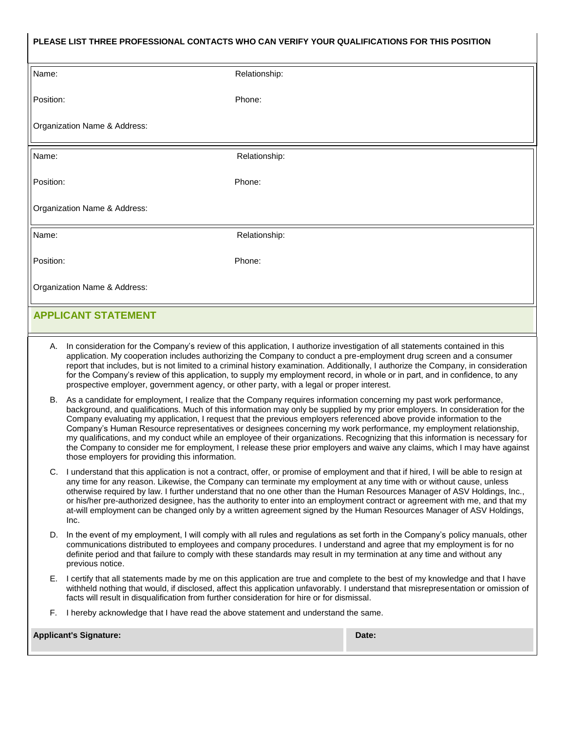**PLEASE LIST THREE PROFESSIONAL CONTACTS WHO CAN VERIFY YOUR QUALIFICATIONS FOR THIS POSITION**

| | |
|---|---|
| Name: | Relationship: |
| Position: | Phone: |
| Organization Name & Address: | |

| | |
|---|---|
| Name: | Relationship: |
| Position: | Phone: |
| Organization Name & Address: | |

| | |
|---|---|
| Name: | Relationship: |
| Position: | Phone: |
| Organization Name & Address: | |

## APPLICANT STATEMENT

A. In consideration for the Company's review of this application, I authorize investigation of all statements contained in this application. My cooperation includes authorizing the Company to conduct a pre-employment drug screen and a consumer report that includes, but is not limited to a criminal history examination. Additionally, I authorize the Company, in consideration for the Company's review of this application, to supply my employment record, in whole or in part, and in confidence, to any prospective employer, government agency, or other party, with a legal or proper interest.

B. As a candidate for employment, I realize that the Company requires information concerning my past work performance, background, and qualifications. Much of this information may only be supplied by my prior employers. In consideration for the Company evaluating my application, I request that the previous employers referenced above provide information to the Company's Human Resource representatives or designees concerning my work performance, my employment relationship, my qualifications, and my conduct while an employee of their organizations. Recognizing that this information is necessary for the Company to consider me for employment, I release these prior employers and waive any claims, which I may have against those employers for providing this information.

C. I understand that this application is not a contract, offer, or promise of employment and that if hired, I will be able to resign at any time for any reason. Likewise, the Company can terminate my employment at any time with or without cause, unless otherwise required by law. I further understand that no one other than the Human Resources Manager of ASV Holdings, Inc., or his/her pre-authorized designee, has the authority to enter into an employment contract or agreement with me, and that my at-will employment can be changed only by a written agreement signed by the Human Resources Manager of ASV Holdings, Inc.

D. In the event of my employment, I will comply with all rules and regulations as set forth in the Company's policy manuals, other communications distributed to employees and company procedures. I understand and agree that my employment is for no definite period and that failure to comply with these standards may result in my termination at any time and without any previous notice.

E. I certify that all statements made by me on this application are true and complete to the best of my knowledge and that I have withheld nothing that would, if disclosed, affect this application unfavorably. I understand that misrepresentation or omission of facts will result in disqualification from further consideration for hire or for dismissal.

F. I hereby acknowledge that I have read the above statement and understand the same.

| | |
|---|---|
| **Applicant's Signature:** | **Date:** |